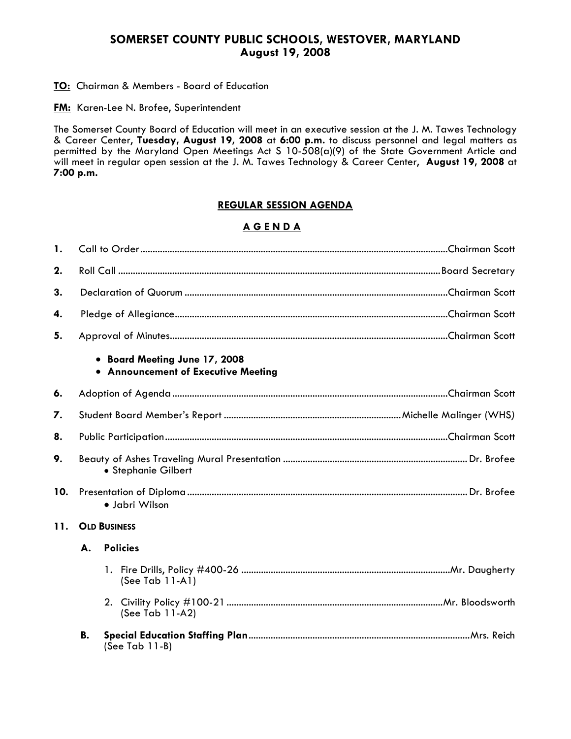# SOMERSET COUNTY PUBLIC SCHOOLS, WESTOVER, MARYLAND
## August 19, 2008

**TO:** Chairman & Members - Board of Education

**FM:** Karen-Lee N. Brofee, Superintendent

The Somerset County Board of Education will meet in an executive session at the J. M. Tawes Technology & Career Center, **Tuesday, August 19, 2008** at **6:00 p.m.** to discuss personnel and legal matters as permitted by the Maryland Open Meetings Act S 10-508(a)(9) of the State Government Article and will meet in regular open session at the J. M. Tawes Technology & Career Center, **August 19, 2008** at **7:00 p.m.**

## REGULAR SESSION AGENDA

## A G E N D A

**1.** Call to Order....................Chairman Scott

**2.** Roll Call....................Board Secretary

**3.** Declaration of Quorum....................Chairman Scott

**4.** Pledge of Allegiance....................Chairman Scott

**5.** Approval of Minutes....................Chairman Scott

- **Board Meeting June 17, 2008**
- **Announcement of Executive Meeting**

**6.** Adoption of Agenda....................Chairman Scott

**7.** Student Board Member's Report....................Michelle Malinger (WHS)

**8.** Public Participation....................Chairman Scott

**9.** Beauty of Ashes Traveling Mural Presentation....................Dr. Brofee
- Stephanie Gilbert

**10.** Presentation of Diploma....................Dr. Brofee
- Jabri Wilson

**11. OLD BUSINESS**

**A. Policies**

1. Fire Drills, Policy #400-26....................Mr. Daugherty
   (See Tab 11-A1)

2. Civility Policy #100-21....................Mr. Bloodsworth
   (See Tab 11-A2)

**B. Special Education Staffing Plan**....................Mrs. Reich
(See Tab 11-B)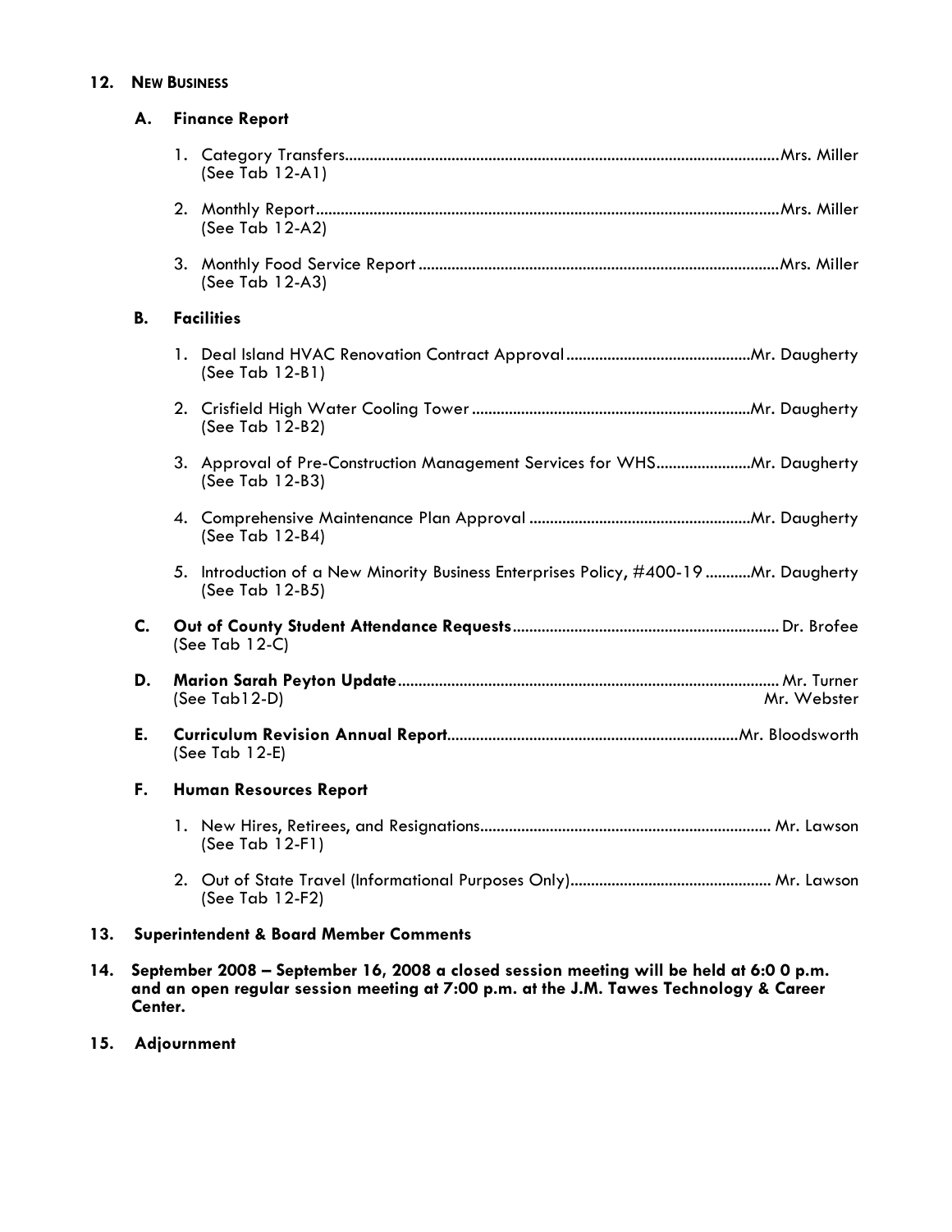**12. NEW BUSINESS**

**A. Finance Report**

1. Category Transfers........................................................................................................Mrs. Miller
   (See Tab 12-A1)

2. Monthly Report..............................................................................................................Mrs. Miller
   (See Tab 12-A2)

3. Monthly Food Service Report .......................................................................................Mrs. Miller
   (See Tab 12-A3)

**B. Facilities**

1. Deal Island HVAC Renovation Contract Approval............................................Mr. Daugherty
   (See Tab 12-B1)

2. Crisfield High Water Cooling Tower ....................................................................Mr. Daugherty
   (See Tab 12-B2)

3. Approval of Pre-Construction Management Services for WHS.......................Mr. Daugherty
   (See Tab 12-B3)

4. Comprehensive Maintenance Plan Approval .....................................................Mr. Daugherty
   (See Tab 12-B4)

5. Introduction of a New Minority Business Enterprises Policy, #400-19 ...........Mr. Daugherty
   (See Tab 12-B5)

**C. Out of County Student Attendance Requests**.................................................................Dr. Brofee
   (See Tab 12-C)

**D. Marion Sarah Peyton Update**............................................................................................Mr. Turner
   (See Tab12-D) Mr. Webster

**E. Curriculum Revision Annual Report**......................................................................Mr. Bloodsworth
   (See Tab 12-E)

**F. Human Resources Report**

1. New Hires, Retirees, and Resignations...................................................................... Mr. Lawson
   (See Tab 12-F1)

2. Out of State Travel (Informational Purposes Only)................................................ Mr. Lawson
   (See Tab 12-F2)

**13. Superintendent & Board Member Comments**

**14. September 2008 – September 16, 2008 a closed session meeting will be held at 6:0 0 p.m. and an open regular session meeting at 7:00 p.m. at the J.M. Tawes Technology & Career Center.**

**15. Adjournment**